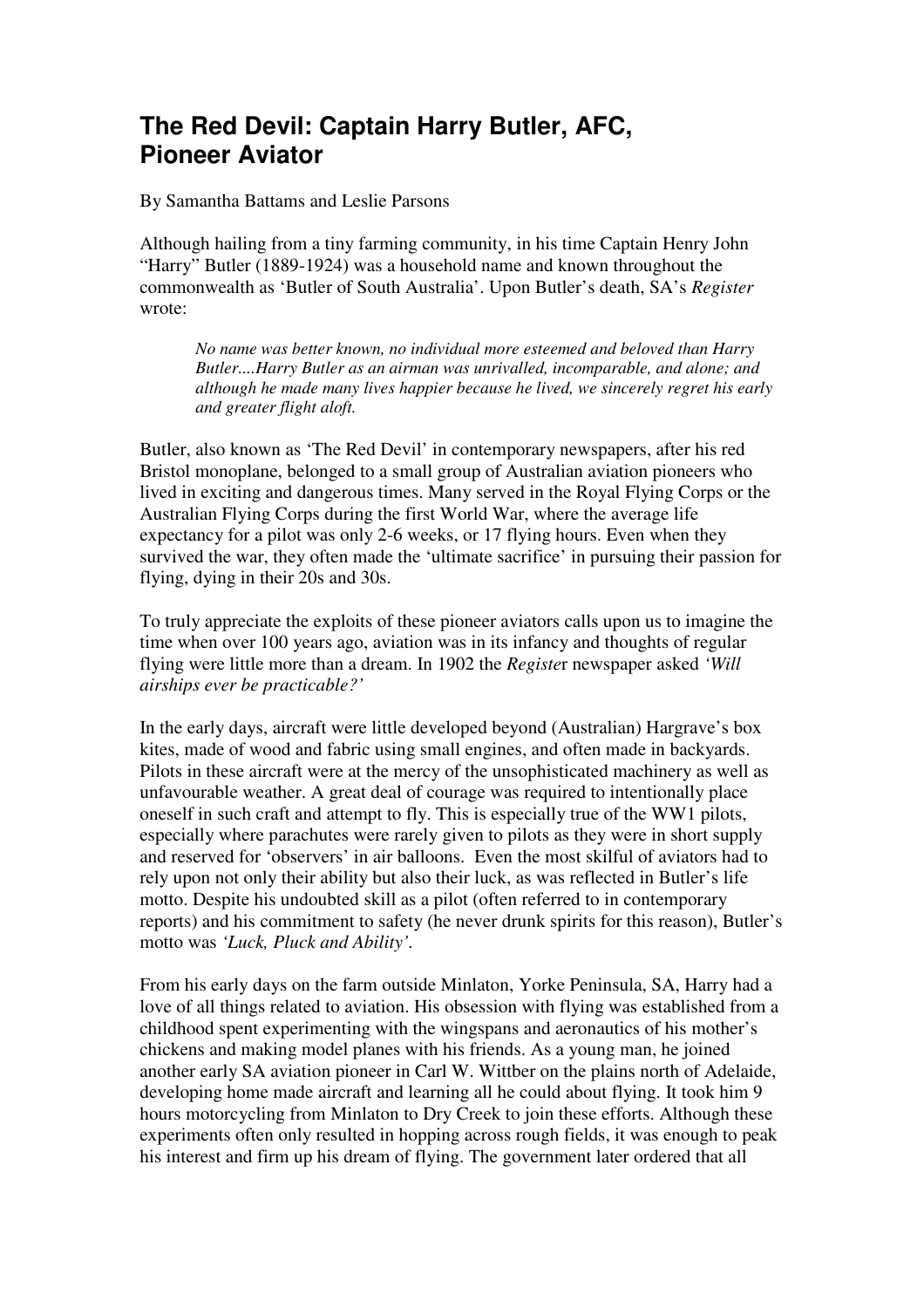# The Red Devil: Captain Harry Butler, AFC, Pioneer Aviator

By Samantha Battams and Leslie Parsons

Although hailing from a tiny farming community, in his time Captain Henry John "Harry" Butler (1889-1924) was a household name and known throughout the commonwealth as 'Butler of South Australia'. Upon Butler's death, SA's *Register* wrote:

> *No name was better known, no individual more esteemed and beloved than Harry Butler....Harry Butler as an airman was unrivalled, incomparable, and alone; and although he made many lives happier because he lived, we sincerely regret his early and greater flight aloft.*

Butler, also known as 'The Red Devil' in contemporary newspapers, after his red Bristol monoplane, belonged to a small group of Australian aviation pioneers who lived in exciting and dangerous times. Many served in the Royal Flying Corps or the Australian Flying Corps during the first World War, where the average life expectancy for a pilot was only 2-6 weeks, or 17 flying hours. Even when they survived the war, they often made the 'ultimate sacrifice' in pursuing their passion for flying, dying in their 20s and 30s.

To truly appreciate the exploits of these pioneer aviators calls upon us to imagine the time when over 100 years ago, aviation was in its infancy and thoughts of regular flying were little more than a dream. In 1902 the *Register* newspaper asked *'Will airships ever be practicable?'*

In the early days, aircraft were little developed beyond (Australian) Hargrave's box kites, made of wood and fabric using small engines, and often made in backyards. Pilots in these aircraft were at the mercy of the unsophisticated machinery as well as unfavourable weather. A great deal of courage was required to intentionally place oneself in such craft and attempt to fly. This is especially true of the WW1 pilots, especially where parachutes were rarely given to pilots as they were in short supply and reserved for 'observers' in air balloons. Even the most skilful of aviators had to rely upon not only their ability but also their luck, as was reflected in Butler's life motto. Despite his undoubted skill as a pilot (often referred to in contemporary reports) and his commitment to safety (he never drunk spirits for this reason), Butler's motto was *'Luck, Pluck and Ability'.*

From his early days on the farm outside Minlaton, Yorke Peninsula, SA, Harry had a love of all things related to aviation. His obsession with flying was established from a childhood spent experimenting with the wingspans and aeronautics of his mother's chickens and making model planes with his friends. As a young man, he joined another early SA aviation pioneer in Carl W. Wittber on the plains north of Adelaide, developing home made aircraft and learning all he could about flying. It took him 9 hours motorcycling from Minlaton to Dry Creek to join these efforts. Although these experiments often only resulted in hopping across rough fields, it was enough to peak his interest and firm up his dream of flying. The government later ordered that all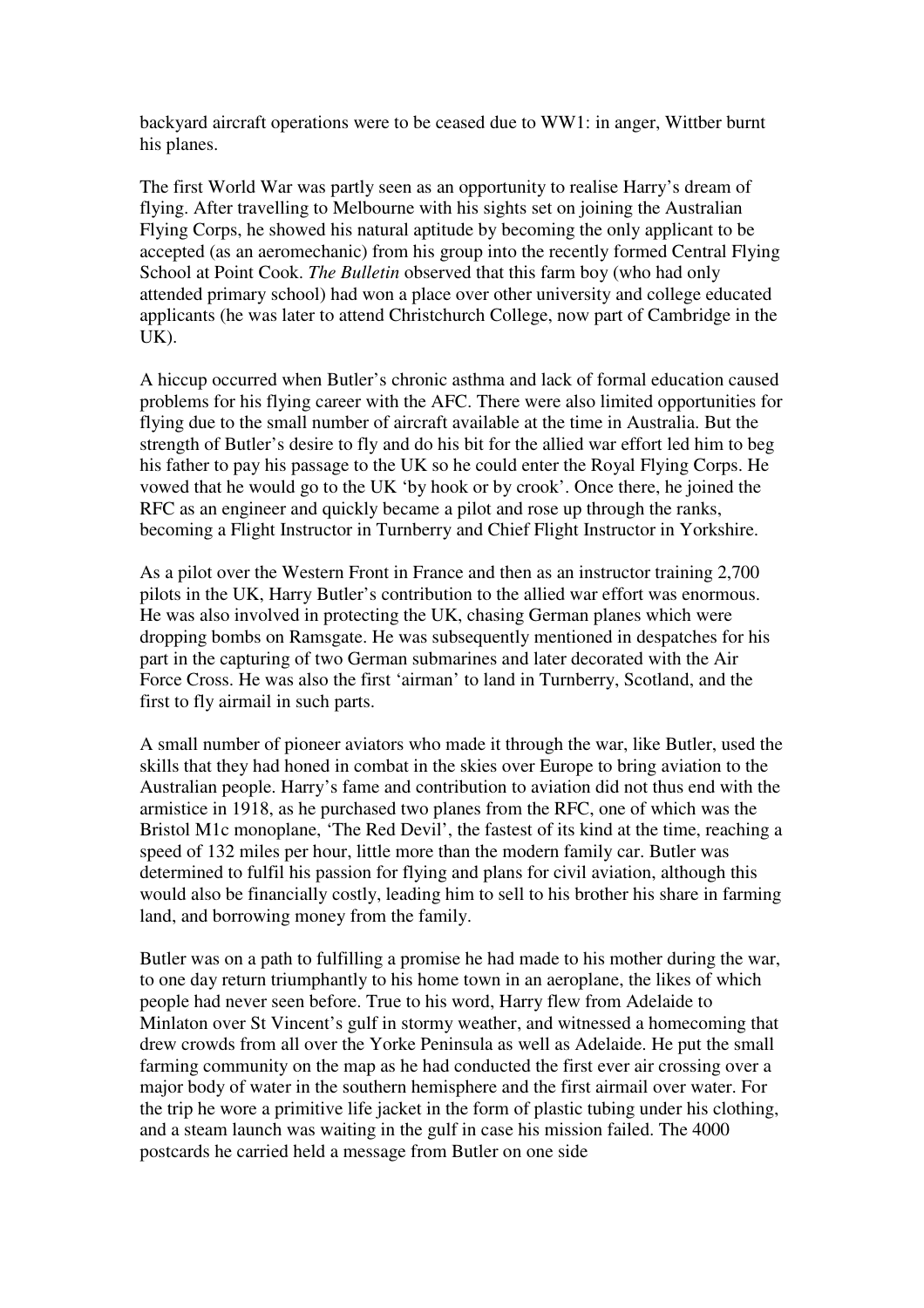backyard aircraft operations were to be ceased due to WW1: in anger, Wittber burnt his planes.

The first World War was partly seen as an opportunity to realise Harry's dream of flying. After travelling to Melbourne with his sights set on joining the Australian Flying Corps, he showed his natural aptitude by becoming the only applicant to be accepted (as an aeromechanic) from his group into the recently formed Central Flying School at Point Cook. *The Bulletin* observed that this farm boy (who had only attended primary school) had won a place over other university and college educated applicants (he was later to attend Christchurch College, now part of Cambridge in the UK).

A hiccup occurred when Butler's chronic asthma and lack of formal education caused problems for his flying career with the AFC. There were also limited opportunities for flying due to the small number of aircraft available at the time in Australia. But the strength of Butler's desire to fly and do his bit for the allied war effort led him to beg his father to pay his passage to the UK so he could enter the Royal Flying Corps. He vowed that he would go to the UK 'by hook or by crook'. Once there, he joined the RFC as an engineer and quickly became a pilot and rose up through the ranks, becoming a Flight Instructor in Turnberry and Chief Flight Instructor in Yorkshire.

As a pilot over the Western Front in France and then as an instructor training 2,700 pilots in the UK, Harry Butler's contribution to the allied war effort was enormous. He was also involved in protecting the UK, chasing German planes which were dropping bombs on Ramsgate. He was subsequently mentioned in despatches for his part in the capturing of two German submarines and later decorated with the Air Force Cross. He was also the first 'airman' to land in Turnberry, Scotland, and the first to fly airmail in such parts.

A small number of pioneer aviators who made it through the war, like Butler, used the skills that they had honed in combat in the skies over Europe to bring aviation to the Australian people. Harry's fame and contribution to aviation did not thus end with the armistice in 1918, as he purchased two planes from the RFC, one of which was the Bristol M1c monoplane, 'The Red Devil', the fastest of its kind at the time, reaching a speed of 132 miles per hour, little more than the modern family car. Butler was determined to fulfil his passion for flying and plans for civil aviation, although this would also be financially costly, leading him to sell to his brother his share in farming land, and borrowing money from the family.

Butler was on a path to fulfilling a promise he had made to his mother during the war, to one day return triumphantly to his home town in an aeroplane, the likes of which people had never seen before. True to his word, Harry flew from Adelaide to Minlaton over St Vincent's gulf in stormy weather, and witnessed a homecoming that drew crowds from all over the Yorke Peninsula as well as Adelaide. He put the small farming community on the map as he had conducted the first ever air crossing over a major body of water in the southern hemisphere and the first airmail over water. For the trip he wore a primitive life jacket in the form of plastic tubing under his clothing, and a steam launch was waiting in the gulf in case his mission failed. The 4000 postcards he carried held a message from Butler on one side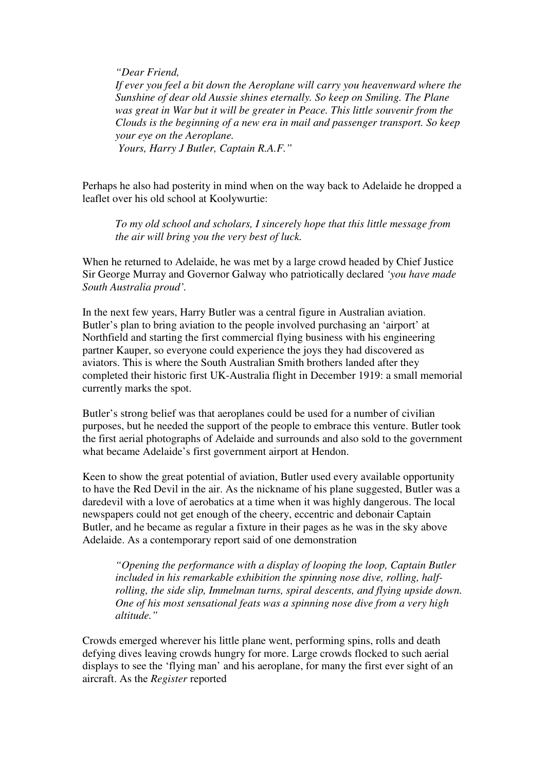*"Dear Friend,*
*If ever you feel a bit down the Aeroplane will carry you heavenward where the Sunshine of dear old Aussie shines eternally. So keep on Smiling. The Plane was great in War but it will be greater in Peace. This little souvenir from the Clouds is the beginning of a new era in mail and passenger transport. So keep your eye on the Aeroplane.*
*Yours, Harry J Butler, Captain R.A.F."*

Perhaps he also had posterity in mind when on the way back to Adelaide he dropped a leaflet over his old school at Koolywurtie:

> *To my old school and scholars, I sincerely hope that this little message from the air will bring you the very best of luck.*

When he returned to Adelaide, he was met by a large crowd headed by Chief Justice Sir George Murray and Governor Galway who patriotically declared *'you have made South Australia proud'.*

In the next few years, Harry Butler was a central figure in Australian aviation. Butler's plan to bring aviation to the people involved purchasing an 'airport' at Northfield and starting the first commercial flying business with his engineering partner Kauper, so everyone could experience the joys they had discovered as aviators. This is where the South Australian Smith brothers landed after they completed their historic first UK-Australia flight in December 1919: a small memorial currently marks the spot.

Butler's strong belief was that aeroplanes could be used for a number of civilian purposes, but he needed the support of the people to embrace this venture. Butler took the first aerial photographs of Adelaide and surrounds and also sold to the government what became Adelaide's first government airport at Hendon.

Keen to show the great potential of aviation, Butler used every available opportunity to have the Red Devil in the air. As the nickname of his plane suggested, Butler was a daredevil with a love of aerobatics at a time when it was highly dangerous. The local newspapers could not get enough of the cheery, eccentric and debonair Captain Butler, and he became as regular a fixture in their pages as he was in the sky above Adelaide. As a contemporary report said of one demonstration

> *"Opening the performance with a display of looping the loop, Captain Butler included in his remarkable exhibition the spinning nose dive, rolling, half-rolling, the side slip, Immelman turns, spiral descents, and flying upside down. One of his most sensational feats was a spinning nose dive from a very high altitude."*

Crowds emerged wherever his little plane went, performing spins, rolls and death defying dives leaving crowds hungry for more. Large crowds flocked to such aerial displays to see the 'flying man' and his aeroplane, for many the first ever sight of an aircraft. As the *Register* reported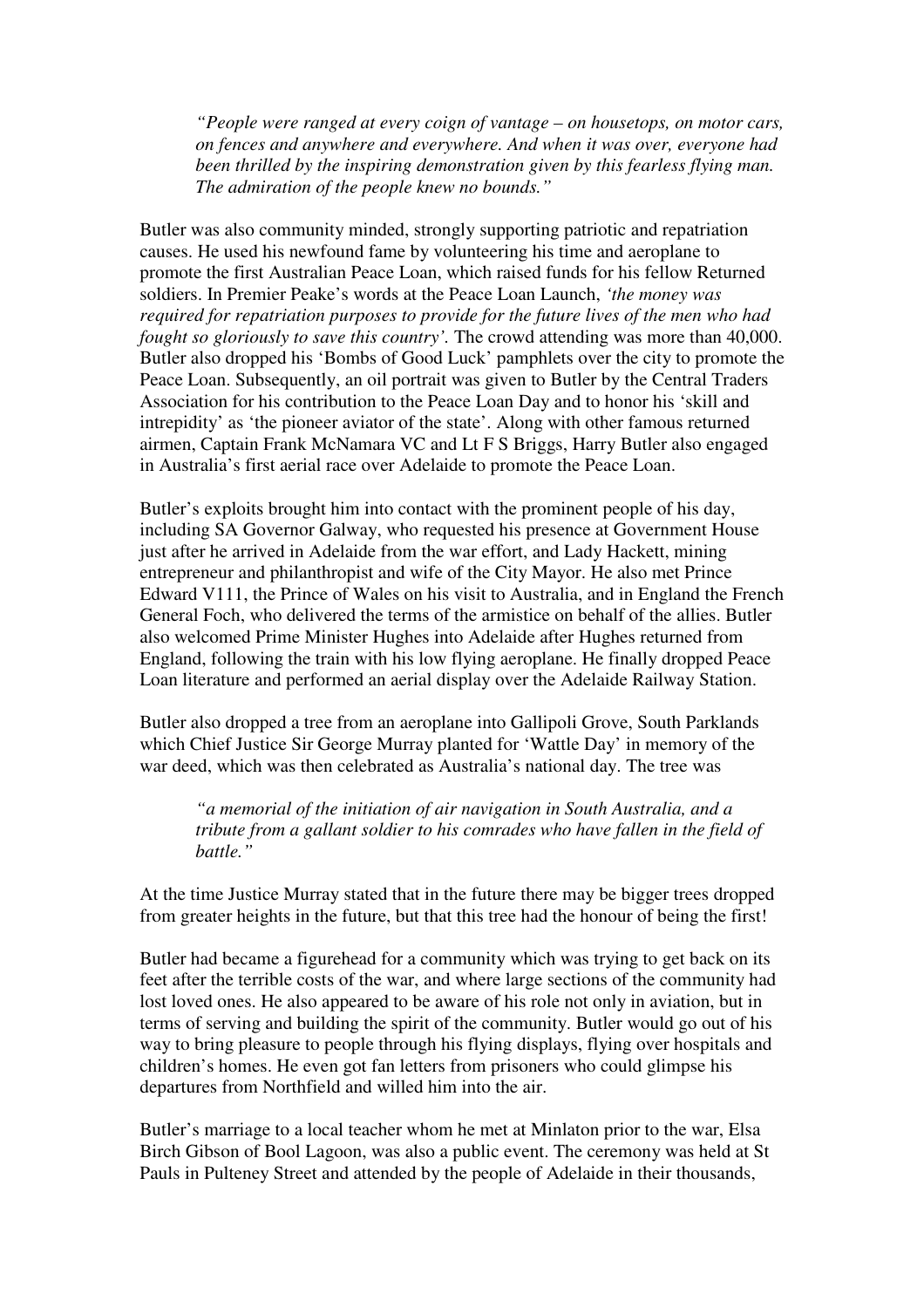> *"People were ranged at every coign of vantage – on housetops, on motor cars, on fences and anywhere and everywhere. And when it was over, everyone had been thrilled by the inspiring demonstration given by this fearless flying man. The admiration of the people knew no bounds."*

Butler was also community minded, strongly supporting patriotic and repatriation causes. He used his newfound fame by volunteering his time and aeroplane to promote the first Australian Peace Loan, which raised funds for his fellow Returned soldiers. In Premier Peake's words at the Peace Loan Launch, *'the money was required for repatriation purposes to provide for the future lives of the men who had fought so gloriously to save this country'.* The crowd attending was more than 40,000. Butler also dropped his 'Bombs of Good Luck' pamphlets over the city to promote the Peace Loan. Subsequently, an oil portrait was given to Butler by the Central Traders Association for his contribution to the Peace Loan Day and to honor his 'skill and intrepidity' as 'the pioneer aviator of the state'. Along with other famous returned airmen, Captain Frank McNamara VC and Lt F S Briggs, Harry Butler also engaged in Australia's first aerial race over Adelaide to promote the Peace Loan.

Butler's exploits brought him into contact with the prominent people of his day, including SA Governor Galway, who requested his presence at Government House just after he arrived in Adelaide from the war effort, and Lady Hackett, mining entrepreneur and philanthropist and wife of the City Mayor. He also met Prince Edward V111, the Prince of Wales on his visit to Australia, and in England the French General Foch, who delivered the terms of the armistice on behalf of the allies. Butler also welcomed Prime Minister Hughes into Adelaide after Hughes returned from England, following the train with his low flying aeroplane. He finally dropped Peace Loan literature and performed an aerial display over the Adelaide Railway Station.

Butler also dropped a tree from an aeroplane into Gallipoli Grove, South Parklands which Chief Justice Sir George Murray planted for 'Wattle Day' in memory of the war deed, which was then celebrated as Australia's national day. The tree was

> *"a memorial of the initiation of air navigation in South Australia, and a tribute from a gallant soldier to his comrades who have fallen in the field of battle."*

At the time Justice Murray stated that in the future there may be bigger trees dropped from greater heights in the future, but that this tree had the honour of being the first!

Butler had became a figurehead for a community which was trying to get back on its feet after the terrible costs of the war, and where large sections of the community had lost loved ones. He also appeared to be aware of his role not only in aviation, but in terms of serving and building the spirit of the community. Butler would go out of his way to bring pleasure to people through his flying displays, flying over hospitals and children's homes. He even got fan letters from prisoners who could glimpse his departures from Northfield and willed him into the air.

Butler's marriage to a local teacher whom he met at Minlaton prior to the war, Elsa Birch Gibson of Bool Lagoon, was also a public event. The ceremony was held at St Pauls in Pulteney Street and attended by the people of Adelaide in their thousands,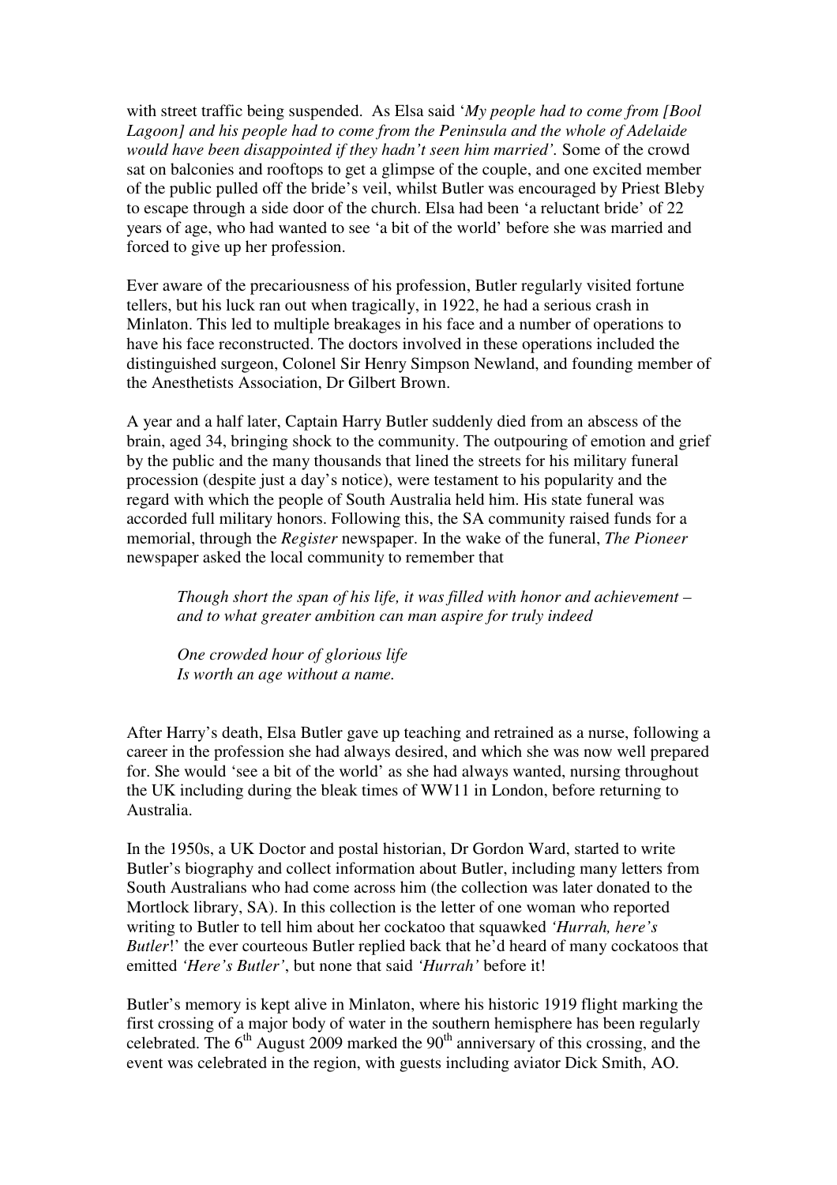with street traffic being suspended. As Elsa said '*My people had to come from [Bool Lagoon] and his people had to come from the Peninsula and the whole of Adelaide would have been disappointed if they hadn't seen him married'*. Some of the crowd sat on balconies and rooftops to get a glimpse of the couple, and one excited member of the public pulled off the bride's veil, whilst Butler was encouraged by Priest Bleby to escape through a side door of the church. Elsa had been 'a reluctant bride' of 22 years of age, who had wanted to see 'a bit of the world' before she was married and forced to give up her profession.

Ever aware of the precariousness of his profession, Butler regularly visited fortune tellers, but his luck ran out when tragically, in 1922, he had a serious crash in Minlaton. This led to multiple breakages in his face and a number of operations to have his face reconstructed. The doctors involved in these operations included the distinguished surgeon, Colonel Sir Henry Simpson Newland, and founding member of the Anesthetists Association, Dr Gilbert Brown.

A year and a half later, Captain Harry Butler suddenly died from an abscess of the brain, aged 34, bringing shock to the community. The outpouring of emotion and grief by the public and the many thousands that lined the streets for his military funeral procession (despite just a day's notice), were testament to his popularity and the regard with which the people of South Australia held him. His state funeral was accorded full military honors. Following this, the SA community raised funds for a memorial, through the *Register* newspaper. In the wake of the funeral, *The Pioneer* newspaper asked the local community to remember that

> *Though short the span of his life, it was filled with honor and achievement – and to what greater ambition can man aspire for truly indeed*
>
> *One crowded hour of glorious life*
> *Is worth an age without a name.*

After Harry's death, Elsa Butler gave up teaching and retrained as a nurse, following a career in the profession she had always desired, and which she was now well prepared for. She would 'see a bit of the world' as she had always wanted, nursing throughout the UK including during the bleak times of WW11 in London, before returning to Australia.

In the 1950s, a UK Doctor and postal historian, Dr Gordon Ward, started to write Butler's biography and collect information about Butler, including many letters from South Australians who had come across him (the collection was later donated to the Mortlock library, SA). In this collection is the letter of one woman who reported writing to Butler to tell him about her cockatoo that squawked *'Hurrah, here's Butler*!' the ever courteous Butler replied back that he'd heard of many cockatoos that emitted *'Here's Butler'*, but none that said *'Hurrah'* before it!

Butler's memory is kept alive in Minlaton, where his historic 1919 flight marking the first crossing of a major body of water in the southern hemisphere has been regularly celebrated. The 6th August 2009 marked the 90th anniversary of this crossing, and the event was celebrated in the region, with guests including aviator Dick Smith, AO.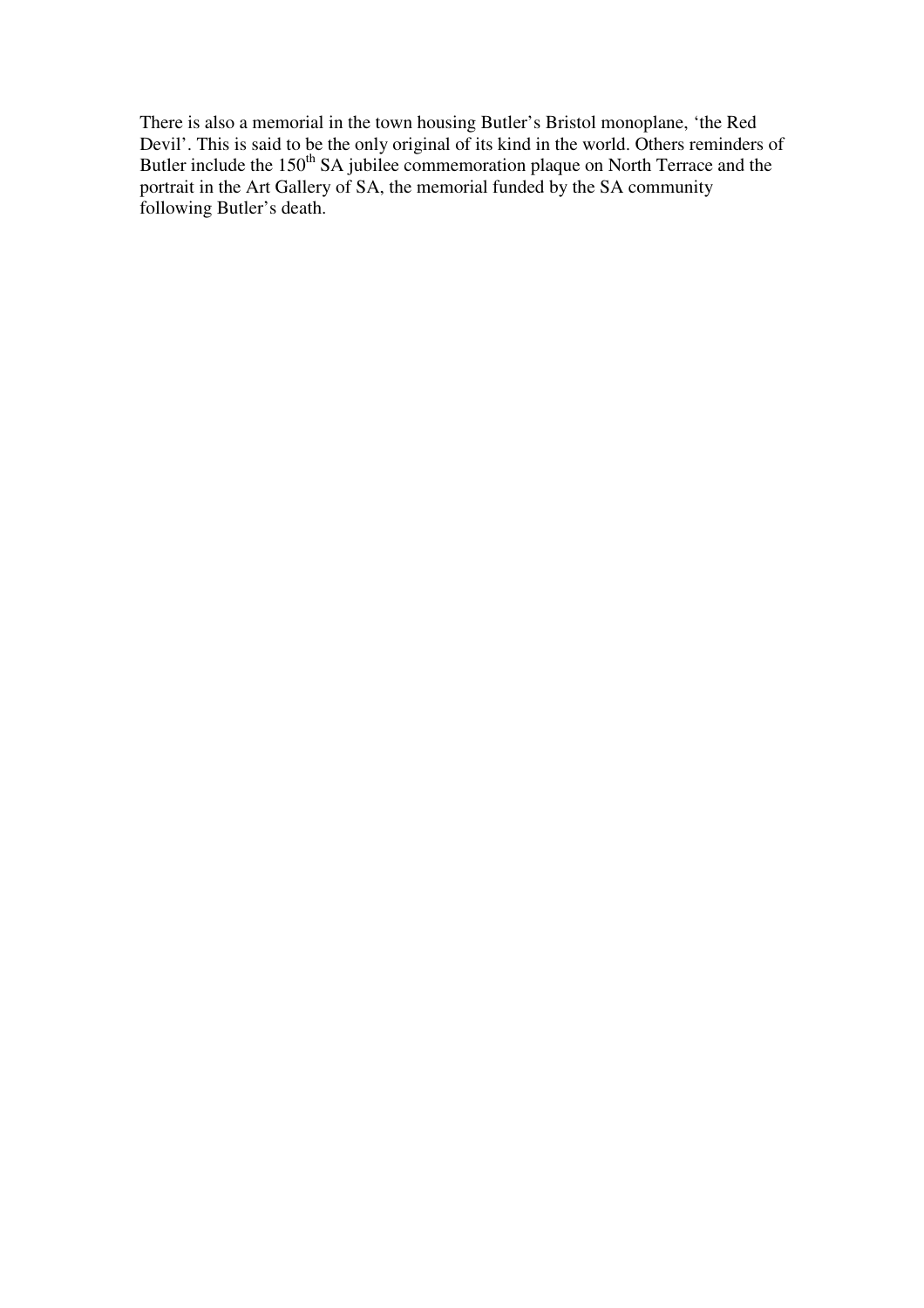There is also a memorial in the town housing Butler's Bristol monoplane, 'the Red Devil'. This is said to be the only original of its kind in the world. Others reminders of Butler include the 150$^{th}$ SA jubilee commemoration plaque on North Terrace and the portrait in the Art Gallery of SA, the memorial funded by the SA community following Butler's death.